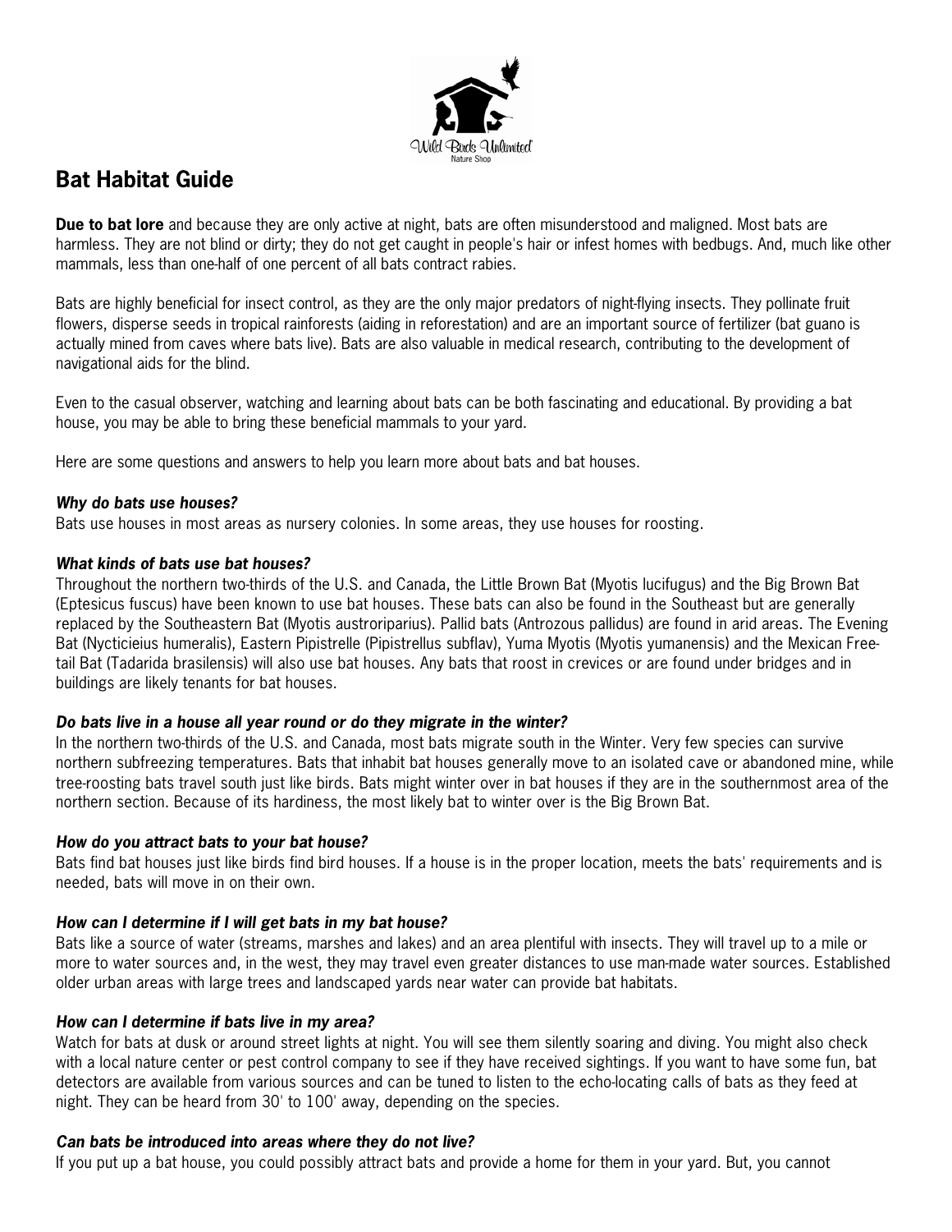# Bat Habitat Guide

**Due to bat lore** and because they are only active at night, bats are often misunderstood and maligned. Most bats are harmless. They are not blind or dirty; they do not get caught in people's hair or infest homes with bedbugs. And, much like other mammals, less than one-half of one percent of all bats contract rabies.

Bats are highly beneficial for insect control, as they are the only major predators of night-flying insects. They pollinate fruit flowers, disperse seeds in tropical rainforests (aiding in reforestation) and are an important source of fertilizer (bat guano is actually mined from caves where bats live). Bats are also valuable in medical research, contributing to the development of navigational aids for the blind.

Even to the casual observer, watching and learning about bats can be both fascinating and educational. By providing a bat house, you may be able to bring these beneficial mammals to your yard.

Here are some questions and answers to help you learn more about bats and bat houses.

***Why do bats use houses?***
Bats use houses in most areas as nursery colonies. In some areas, they use houses for roosting.

***What kinds of bats use bat houses?***
Throughout the northern two-thirds of the U.S. and Canada, the Little Brown Bat (Myotis lucifugus) and the Big Brown Bat (Eptesicus fuscus) have been known to use bat houses. These bats can also be found in the Southeast but are generally replaced by the Southeastern Bat (Myotis austroriparius). Pallid bats (Antrozous pallidus) are found in arid areas. The Evening Bat (Nycticieius humeralis), Eastern Pipistrelle (Pipistrellus subflav), Yuma Myotis (Myotis yumanensis) and the Mexican Free-tail Bat (Tadarida brasilensis) will also use bat houses. Any bats that roost in crevices or are found under bridges and in buildings are likely tenants for bat houses.

***Do bats live in a house all year round or do they migrate in the winter?***
In the northern two-thirds of the U.S. and Canada, most bats migrate south in the Winter. Very few species can survive northern subfreezing temperatures. Bats that inhabit bat houses generally move to an isolated cave or abandoned mine, while tree-roosting bats travel south just like birds. Bats might winter over in bat houses if they are in the southernmost area of the northern section. Because of its hardiness, the most likely bat to winter over is the Big Brown Bat.

***How do you attract bats to your bat house?***
Bats find bat houses just like birds find bird houses. If a house is in the proper location, meets the bats' requirements and is needed, bats will move in on their own.

***How can I determine if I will get bats in my bat house?***
Bats like a source of water (streams, marshes and lakes) and an area plentiful with insects. They will travel up to a mile or more to water sources and, in the west, they may travel even greater distances to use man-made water sources. Established older urban areas with large trees and landscaped yards near water can provide bat habitats.

***How can I determine if bats live in my area?***
Watch for bats at dusk or around street lights at night. You will see them silently soaring and diving. You might also check with a local nature center or pest control company to see if they have received sightings. If you want to have some fun, bat detectors are available from various sources and can be tuned to listen to the echo-locating calls of bats as they feed at night. They can be heard from 30' to 100' away, depending on the species.

***Can bats be introduced into areas where they do not live?***
If you put up a bat house, you could possibly attract bats and provide a home for them in your yard. But, you cannot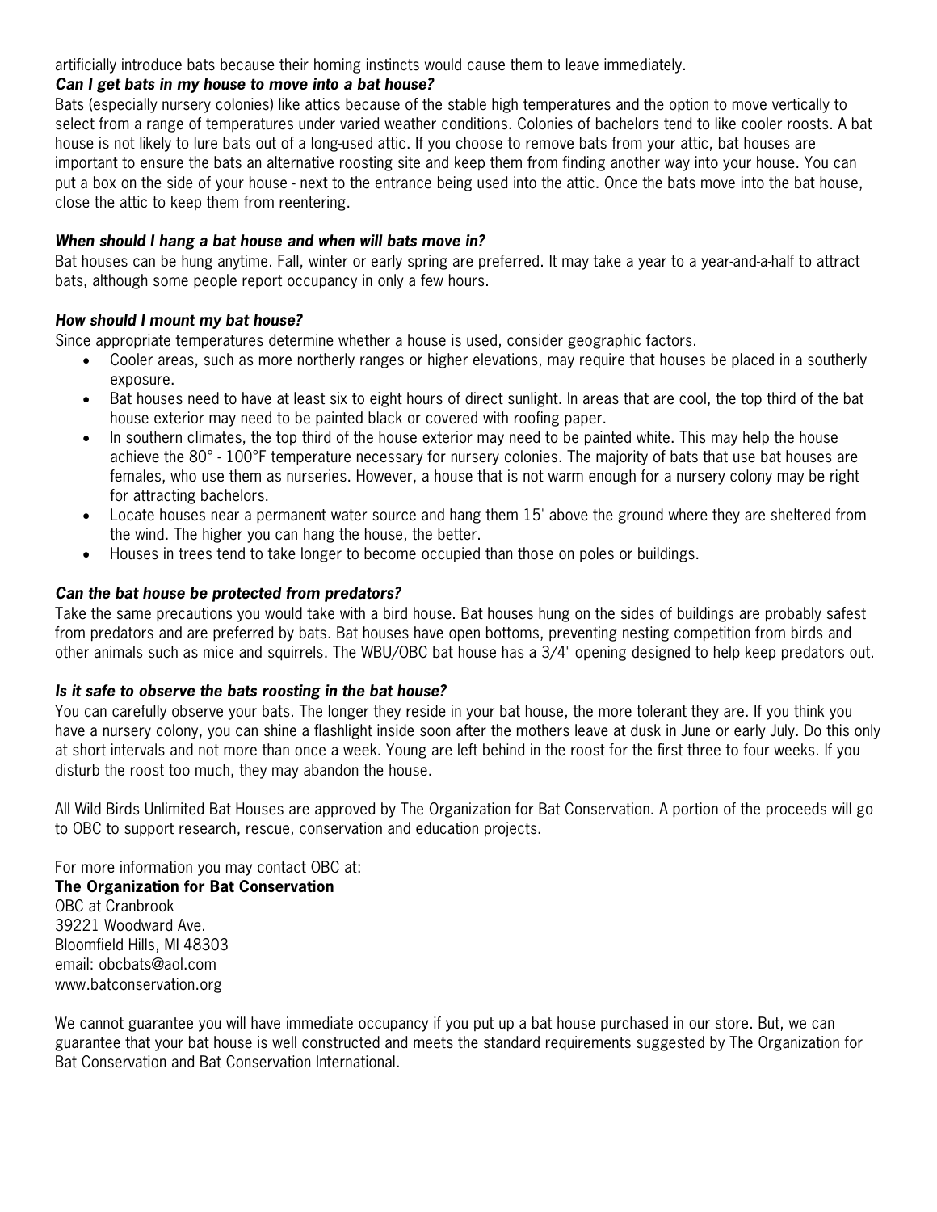artificially introduce bats because their homing instincts would cause them to leave immediately.

***Can I get bats in my house to move into a bat house?***

Bats (especially nursery colonies) like attics because of the stable high temperatures and the option to move vertically to select from a range of temperatures under varied weather conditions. Colonies of bachelors tend to like cooler roosts. A bat house is not likely to lure bats out of a long-used attic. If you choose to remove bats from your attic, bat houses are important to ensure the bats an alternative roosting site and keep them from finding another way into your house. You can put a box on the side of your house - next to the entrance being used into the attic. Once the bats move into the bat house, close the attic to keep them from reentering.

***When should I hang a bat house and when will bats move in?***

Bat houses can be hung anytime. Fall, winter or early spring are preferred. It may take a year to a year-and-a-half to attract bats, although some people report occupancy in only a few hours.

***How should I mount my bat house?***

Since appropriate temperatures determine whether a house is used, consider geographic factors.

- Cooler areas, such as more northerly ranges or higher elevations, may require that houses be placed in a southerly exposure.
- Bat houses need to have at least six to eight hours of direct sunlight. In areas that are cool, the top third of the bat house exterior may need to be painted black or covered with roofing paper.
- In southern climates, the top third of the house exterior may need to be painted white. This may help the house achieve the 80° - 100°F temperature necessary for nursery colonies. The majority of bats that use bat houses are females, who use them as nurseries. However, a house that is not warm enough for a nursery colony may be right for attracting bachelors.
- Locate houses near a permanent water source and hang them 15' above the ground where they are sheltered from the wind. The higher you can hang the house, the better.
- Houses in trees tend to take longer to become occupied than those on poles or buildings.

***Can the bat house be protected from predators?***

Take the same precautions you would take with a bird house. Bat houses hung on the sides of buildings are probably safest from predators and are preferred by bats. Bat houses have open bottoms, preventing nesting competition from birds and other animals such as mice and squirrels. The WBU/OBC bat house has a 3/4" opening designed to help keep predators out.

***Is it safe to observe the bats roosting in the bat house?***

You can carefully observe your bats. The longer they reside in your bat house, the more tolerant they are. If you think you have a nursery colony, you can shine a flashlight inside soon after the mothers leave at dusk in June or early July. Do this only at short intervals and not more than once a week. Young are left behind in the roost for the first three to four weeks. If you disturb the roost too much, they may abandon the house.

All Wild Birds Unlimited Bat Houses are approved by The Organization for Bat Conservation. A portion of the proceeds will go to OBC to support research, rescue, conservation and education projects.

For more information you may contact OBC at:
**The Organization for Bat Conservation**
OBC at Cranbrook
39221 Woodward Ave.
Bloomfield Hills, MI 48303
email: obcbats@aol.com
www.batconservation.org

We cannot guarantee you will have immediate occupancy if you put up a bat house purchased in our store. But, we can guarantee that your bat house is well constructed and meets the standard requirements suggested by The Organization for Bat Conservation and Bat Conservation International.